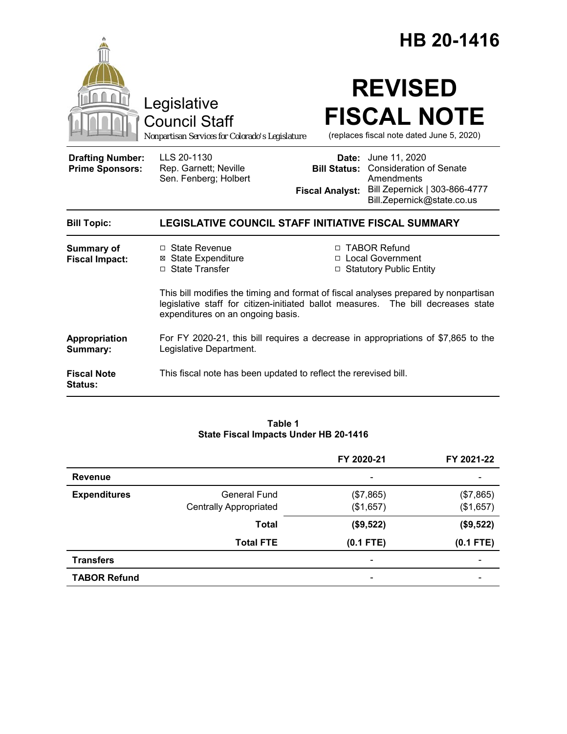# HB 20-1416

Legislative Council Staff

*Nonpartisan Services for Colorado's Legislature*

# REVISED FISCAL NOTE

(replaces fiscal note dated June 5, 2020)

| | | | |
|---|---|---|---|
| **Drafting Number:** | LLS 20-1130 | **Date:** | June 11, 2020 |
| **Prime Sponsors:** | Rep. Garnett; Neville<br>Sen. Fenberg; Holbert | **Bill Status:** | Consideration of Senate Amendments |
| | | **Fiscal Analyst:** | Bill Zepernick \| 303-866-4777<br>Bill.Zepernick@state.co.us |

| | |
|---|---|
| **Bill Topic:** | **LEGISLATIVE COUNCIL STAFF INITIATIVE FISCAL SUMMARY** |
| **Summary of Fiscal Impact:** | ☐ State Revenue<br>☒ State Expenditure<br>☐ State Transfer<br>☐ TABOR Refund<br>☐ Local Government<br>☐ Statutory Public Entity<br><br>This bill modifies the timing and format of fiscal analyses prepared by nonpartisan legislative staff for citizen-initiated ballot measures. The bill decreases state expenditures on an ongoing basis. |
| **Appropriation Summary:** | For FY 2020-21, this bill requires a decrease in appropriations of $7,865 to the Legislative Department. |
| **Fiscal Note Status:** | This fiscal note has been updated to reflect the rerevised bill. |

**Table 1**
**State Fiscal Impacts Under HB 20-1416**

| | | FY 2020-21 | FY 2021-22 |
|---|---|---|---|
| **Revenue** | | - | - |
| **Expenditures** | General Fund | ($7,865) | ($7,865) |
| | Centrally Appropriated | ($1,657) | ($1,657) |
| | **Total** | **($9,522)** | **($9,522)** |
| | **Total FTE** | **(0.1 FTE)** | **(0.1 FTE)** |
| **Transfers** | | - | - |
| **TABOR Refund** | | - | - |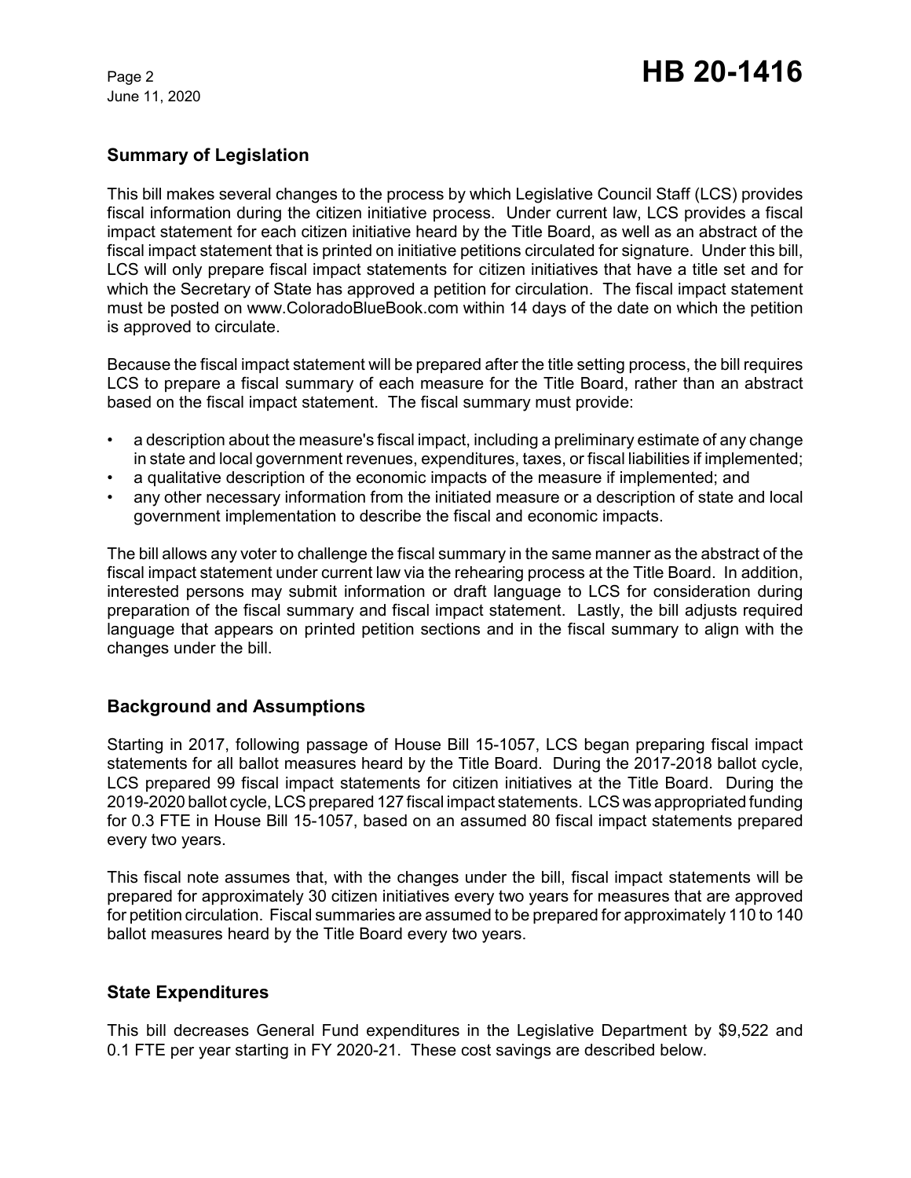## Summary of Legislation

This bill makes several changes to the process by which Legislative Council Staff (LCS) provides fiscal information during the citizen initiative process. Under current law, LCS provides a fiscal impact statement for each citizen initiative heard by the Title Board, as well as an abstract of the fiscal impact statement that is printed on initiative petitions circulated for signature. Under this bill, LCS will only prepare fiscal impact statements for citizen initiatives that have a title set and for which the Secretary of State has approved a petition for circulation. The fiscal impact statement must be posted on www.ColoradoBlueBook.com within 14 days of the date on which the petition is approved to circulate.

Because the fiscal impact statement will be prepared after the title setting process, the bill requires LCS to prepare a fiscal summary of each measure for the Title Board, rather than an abstract based on the fiscal impact statement. The fiscal summary must provide:

- a description about the measure's fiscal impact, including a preliminary estimate of any change in state and local government revenues, expenditures, taxes, or fiscal liabilities if implemented;
- a qualitative description of the economic impacts of the measure if implemented; and
- any other necessary information from the initiated measure or a description of state and local government implementation to describe the fiscal and economic impacts.

The bill allows any voter to challenge the fiscal summary in the same manner as the abstract of the fiscal impact statement under current law via the rehearing process at the Title Board. In addition, interested persons may submit information or draft language to LCS for consideration during preparation of the fiscal summary and fiscal impact statement. Lastly, the bill adjusts required language that appears on printed petition sections and in the fiscal summary to align with the changes under the bill.

## Background and Assumptions

Starting in 2017, following passage of House Bill 15-1057, LCS began preparing fiscal impact statements for all ballot measures heard by the Title Board. During the 2017-2018 ballot cycle, LCS prepared 99 fiscal impact statements for citizen initiatives at the Title Board. During the 2019-2020 ballot cycle, LCS prepared 127 fiscal impact statements. LCS was appropriated funding for 0.3 FTE in House Bill 15-1057, based on an assumed 80 fiscal impact statements prepared every two years.

This fiscal note assumes that, with the changes under the bill, fiscal impact statements will be prepared for approximately 30 citizen initiatives every two years for measures that are approved for petition circulation. Fiscal summaries are assumed to be prepared for approximately 110 to 140 ballot measures heard by the Title Board every two years.

## State Expenditures

This bill decreases General Fund expenditures in the Legislative Department by $9,522 and 0.1 FTE per year starting in FY 2020-21. These cost savings are described below.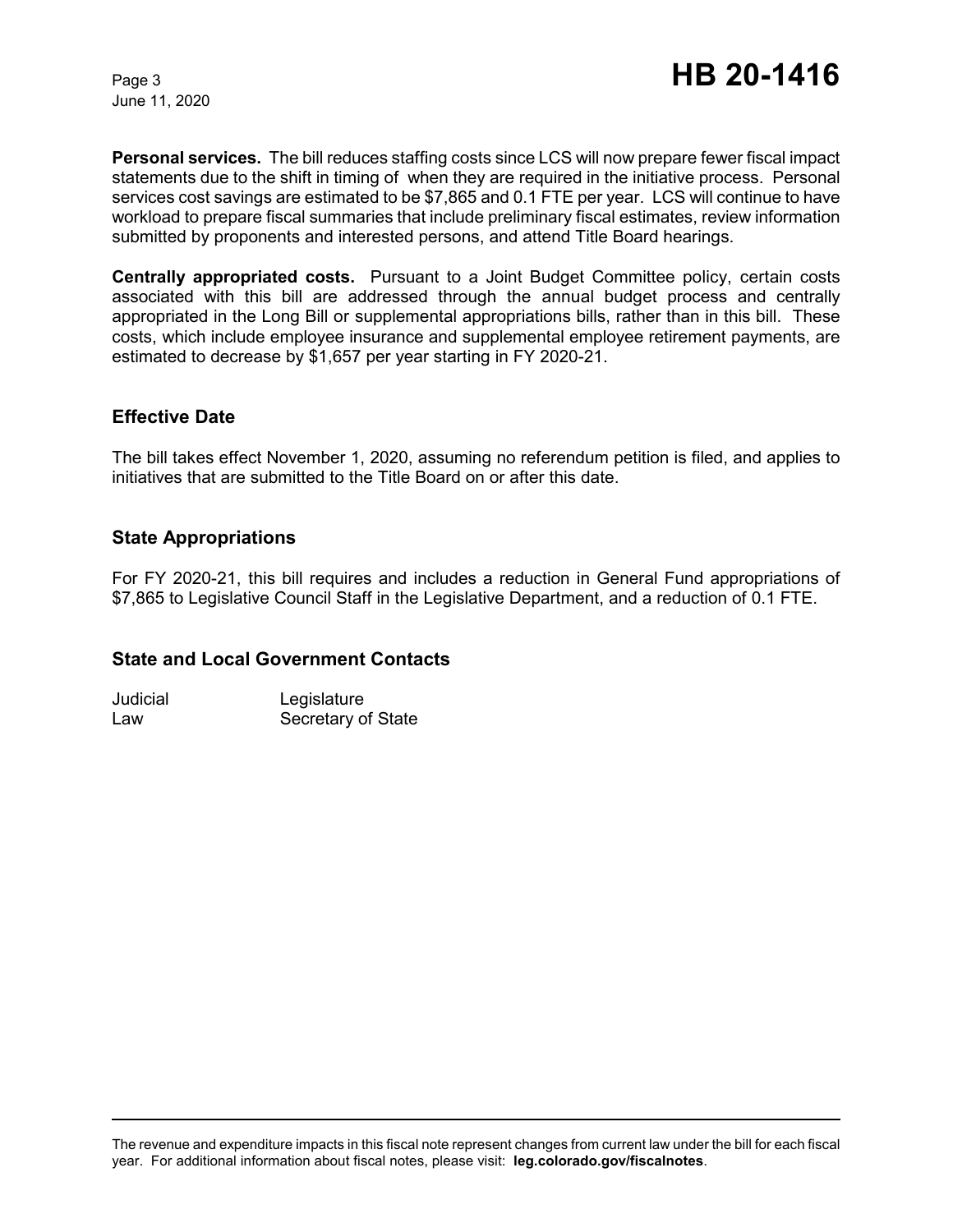**Personal services.** The bill reduces staffing costs since LCS will now prepare fewer fiscal impact statements due to the shift in timing of when they are required in the initiative process. Personal services cost savings are estimated to be $7,865 and 0.1 FTE per year. LCS will continue to have workload to prepare fiscal summaries that include preliminary fiscal estimates, review information submitted by proponents and interested persons, and attend Title Board hearings.

**Centrally appropriated costs.** Pursuant to a Joint Budget Committee policy, certain costs associated with this bill are addressed through the annual budget process and centrally appropriated in the Long Bill or supplemental appropriations bills, rather than in this bill. These costs, which include employee insurance and supplemental employee retirement payments, are estimated to decrease by $1,657 per year starting in FY 2020-21.

## Effective Date

The bill takes effect November 1, 2020, assuming no referendum petition is filed, and applies to initiatives that are submitted to the Title Board on or after this date.

## State Appropriations

For FY 2020-21, this bill requires and includes a reduction in General Fund appropriations of $7,865 to Legislative Council Staff in the Legislative Department, and a reduction of 0.1 FTE.

## State and Local Government Contacts

| | |
|---|---|
| Judicial | Legislature |
| Law | Secretary of State |

The revenue and expenditure impacts in this fiscal note represent changes from current law under the bill for each fiscal year. For additional information about fiscal notes, please visit: **leg.colorado.gov/fiscalnotes**.